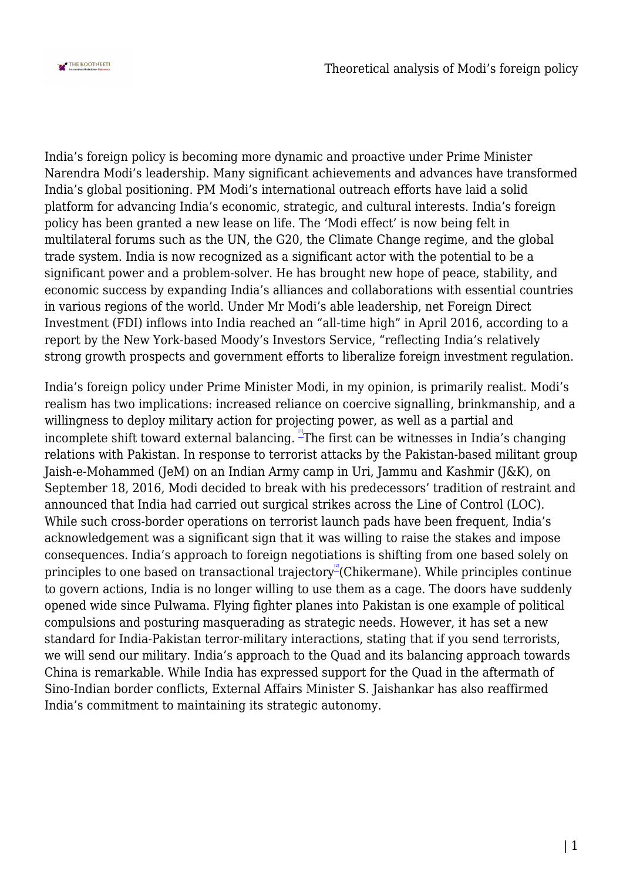India's foreign policy is becoming more dynamic and proactive under Prime Minister Narendra Modi's leadership. Many significant achievements and advances have transformed India's global positioning. PM Modi's international outreach efforts have laid a solid platform for advancing India's economic, strategic, and cultural interests. India's foreign policy has been granted a new lease on life. The 'Modi effect' is now being felt in multilateral forums such as the UN, the G20, the Climate Change regime, and the global trade system. India is now recognized as a significant actor with the potential to be a significant power and a problem-solver. He has brought new hope of peace, stability, and economic success by expanding India's alliances and collaborations with essential countries in various regions of the world. Under Mr Modi's able leadership, net Foreign Direct Investment (FDI) inflows into India reached an "all-time high" in April 2016, according to a report by the New York-based Moody's Investors Service, "reflecting India's relatively strong growth prospects and government efforts to liberalize foreign investment regulation.

India's foreign policy under Prime Minister Modi, in my opinion, is primarily realist. Modi's realism has two implications: increased reliance on coercive signalling, brinkmanship, and a willingness to deploy military action for projecting power, as well as a partial and incomplete shift toward external balancing. [1]The first can be witnesses in India's changing relations with Pakistan. In response to terrorist attacks by the Pakistan-based militant group Jaish-e-Mohammed (JeM) on an Indian Army camp in Uri, Jammu and Kashmir (J&K), on September 18, 2016, Modi decided to break with his predecessors' tradition of restraint and announced that India had carried out surgical strikes across the Line of Control (LOC). While such cross-border operations on terrorist launch pads have been frequent, India's acknowledgement was a significant sign that it was willing to raise the stakes and impose consequences. India's approach to foreign negotiations is shifting from one based solely on principles to one based on transactional trajectory[2](Chikermane). While principles continue to govern actions, India is no longer willing to use them as a cage. The doors have suddenly opened wide since Pulwama. Flying fighter planes into Pakistan is one example of political compulsions and posturing masquerading as strategic needs. However, it has set a new standard for India-Pakistan terror-military interactions, stating that if you send terrorists, we will send our military. India's approach to the Quad and its balancing approach towards China is remarkable. While India has expressed support for the Quad in the aftermath of Sino-Indian border conflicts, External Affairs Minister S. Jaishankar has also reaffirmed India's commitment to maintaining its strategic autonomy.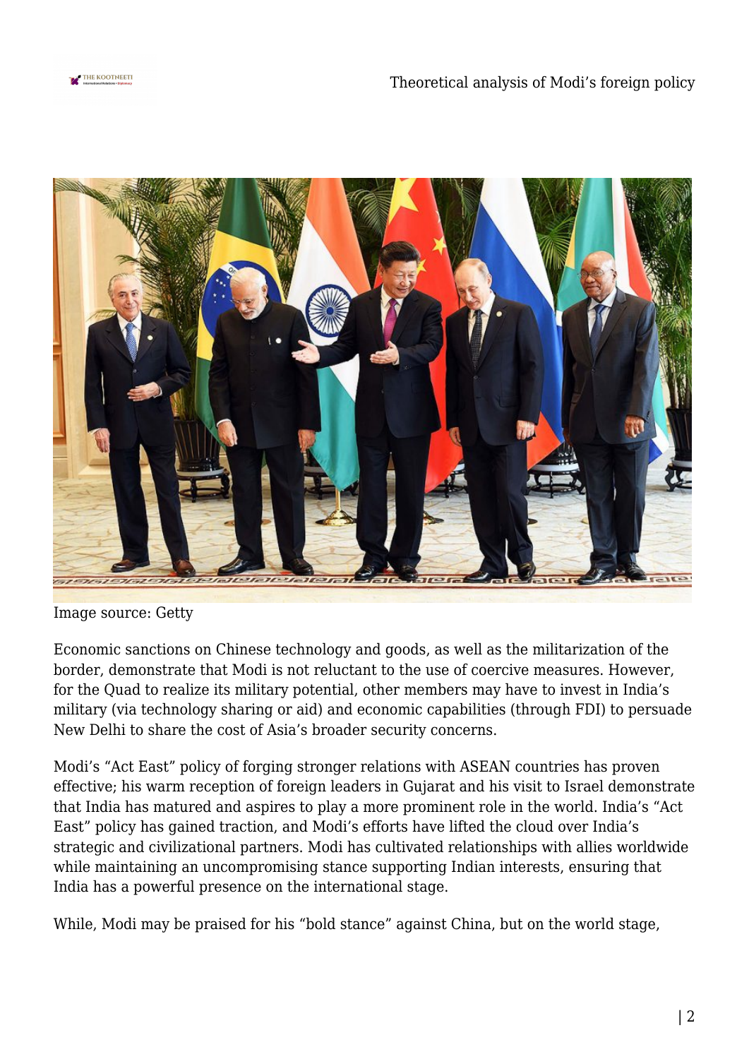Image source: Getty

Economic sanctions on Chinese technology and goods, as well as the militarization of the border, demonstrate that Modi is not reluctant to the use of coercive measures. However, for the Quad to realize its military potential, other members may have to invest in India's military (via technology sharing or aid) and economic capabilities (through FDI) to persuade New Delhi to share the cost of Asia's broader security concerns.

Modi's "Act East" policy of forging stronger relations with ASEAN countries has proven effective; his warm reception of foreign leaders in Gujarat and his visit to Israel demonstrate that India has matured and aspires to play a more prominent role in the world. India's "Act East" policy has gained traction, and Modi's efforts have lifted the cloud over India's strategic and civilizational partners. Modi has cultivated relationships with allies worldwide while maintaining an uncompromising stance supporting Indian interests, ensuring that India has a powerful presence on the international stage.

While, Modi may be praised for his "bold stance" against China, but on the world stage,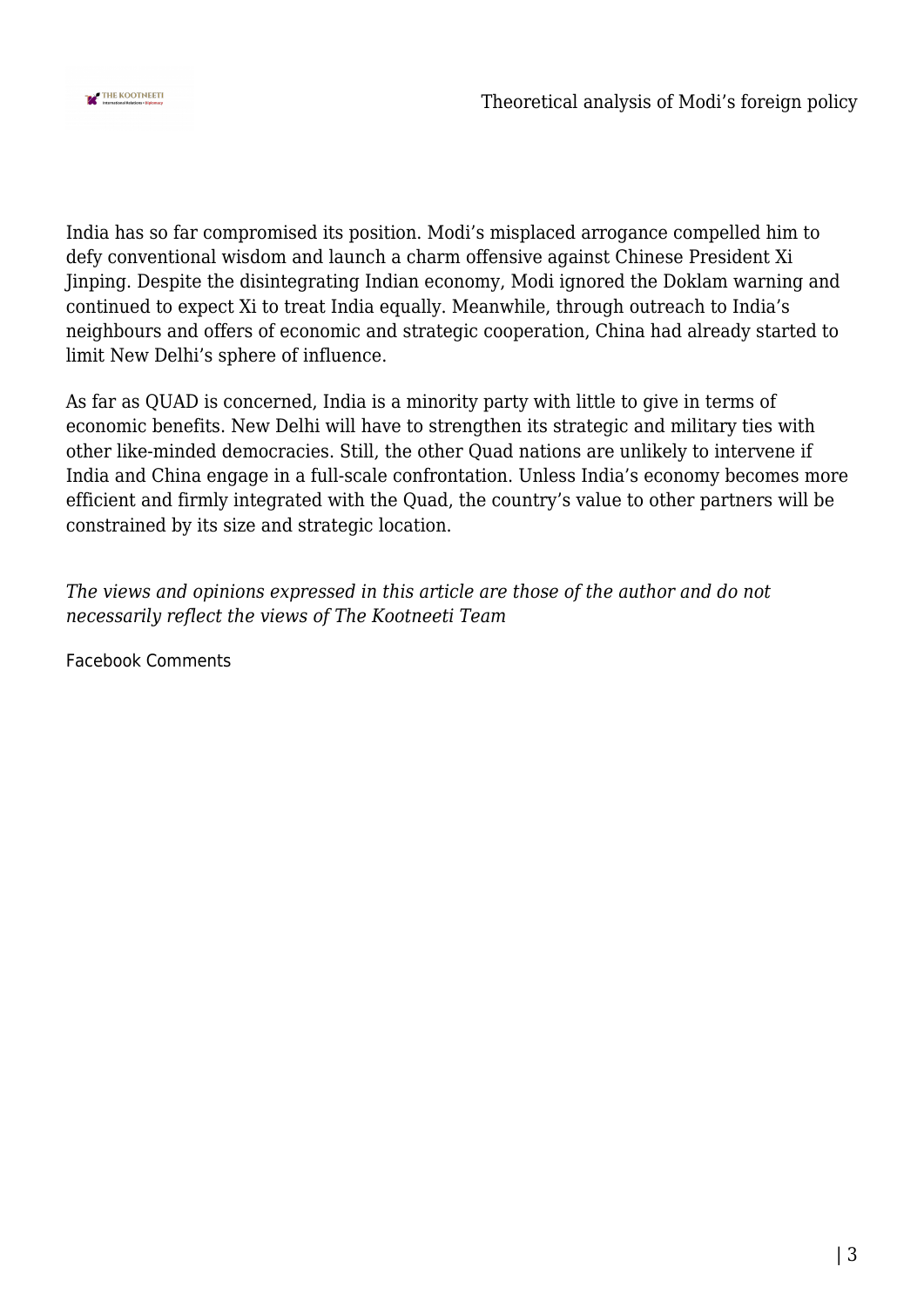India has so far compromised its position. Modi's misplaced arrogance compelled him to defy conventional wisdom and launch a charm offensive against Chinese President Xi Jinping. Despite the disintegrating Indian economy, Modi ignored the Doklam warning and continued to expect Xi to treat India equally. Meanwhile, through outreach to India's neighbours and offers of economic and strategic cooperation, China had already started to limit New Delhi's sphere of influence.

As far as QUAD is concerned, India is a minority party with little to give in terms of economic benefits. New Delhi will have to strengthen its strategic and military ties with other like-minded democracies. Still, the other Quad nations are unlikely to intervene if India and China engage in a full-scale confrontation. Unless India's economy becomes more efficient and firmly integrated with the Quad, the country's value to other partners will be constrained by its size and strategic location.

*The views and opinions expressed in this article are those of the author and do not necessarily reflect the views of The Kootneeti Team*

Facebook Comments